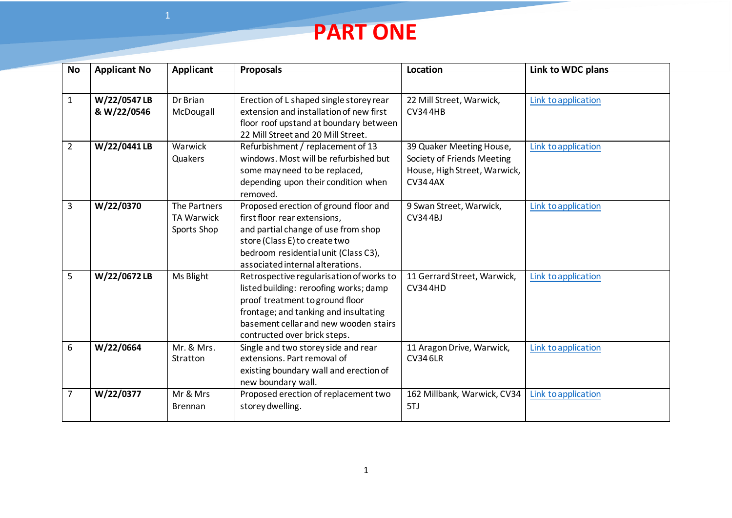# PART ONE

| No | Applicant No | Applicant | Proposals | Location | Link to WDC plans |
|---|---|---|---|---|---|
| 1 | **W/22/0547 LB & W/22/0546** | Dr Brian McDougall | Erection of L shaped single storey rear extension and installation of new first floor roof upstand at boundary between 22 Mill Street and 20 Mill Street. | 22 Mill Street, Warwick, CV34 4HB | Link to application |
| 2 | **W/22/0441 LB** | Warwick Quakers | Refurbishment / replacement of 13 windows. Most will be refurbished but some may need to be replaced, depending upon their condition when removed. | 39 Quaker Meeting House, Society of Friends Meeting House, High Street, Warwick, CV34 4AX | Link to application |
| 3 | **W/22/0370** | The Partners TA Warwick Sports Shop | Proposed erection of ground floor and first floor rear extensions, and partial change of use from shop store (Class E) to create two bedroom residential unit (Class C3), associated internal alterations. | 9 Swan Street, Warwick, CV34 4BJ | Link to application |
| 5 | **W/22/0672 LB** | Ms Blight | Retrospective regularisation of works to listed building: reroofing works; damp proof treatment to ground floor frontage; and tanking and insultating basement cellar and new wooden stairs contructed over brick steps. | 11 Gerrard Street, Warwick, CV34 4HD | Link to application |
| 6 | **W/22/0664** | Mr. & Mrs. Stratton | Single and two storey side and rear extensions. Part removal of existing boundary wall and erection of new boundary wall. | 11 Aragon Drive, Warwick, CV34 6LR | Link to application |
| 7 | **W/22/0377** | Mr & Mrs Brennan | Proposed erection of replacement two storey dwelling. | 162 Millbank, Warwick, CV34 5TJ | Link to application |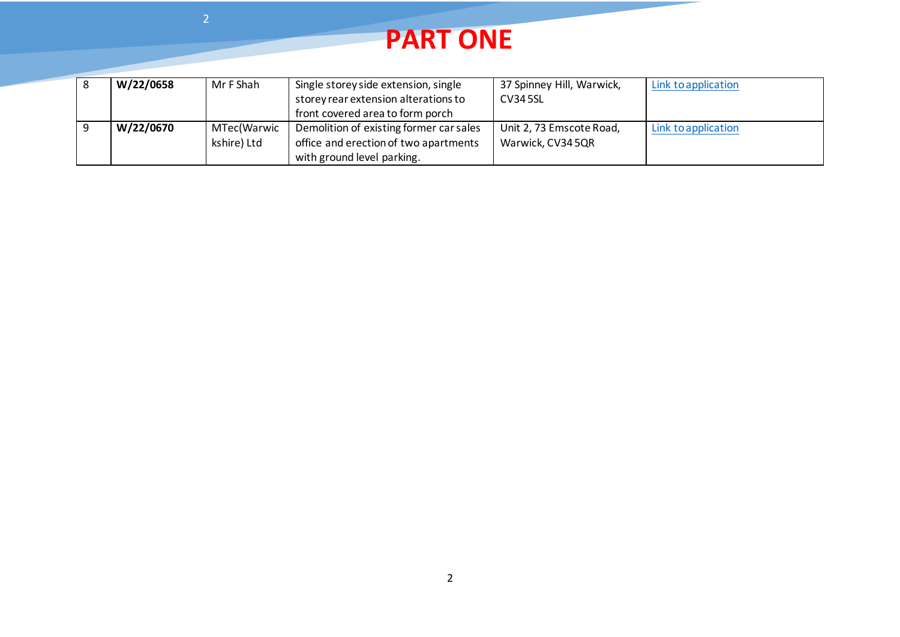# PART ONE

| | | | | | |
|---|---|---|---|---|---|
| 8 | **W/22/0658** | Mr F Shah | Single storey side extension, single storey rear extension alterations to front covered area to form porch | 37 Spinney Hill, Warwick, CV34 5SL | Link to application |
| 9 | **W/22/0670** | MTec(Warwickshire) Ltd | Demolition of existing former car sales office and erection of two apartments with ground level parking. | Unit 2, 73 Emscote Road, Warwick, CV34 5QR | Link to application |